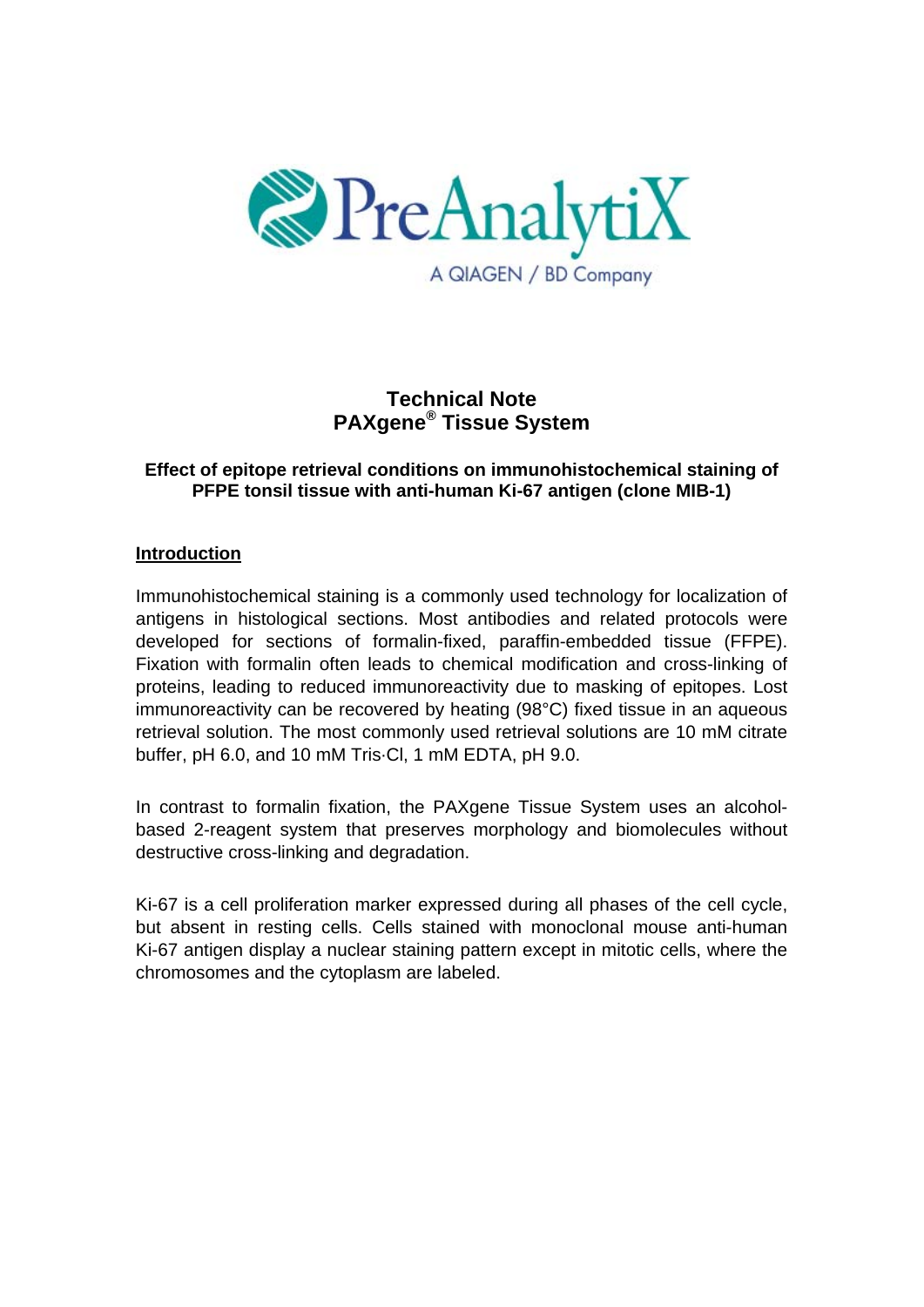PreAnalytiX

A QIAGEN / BD Company

# Technical Note
# PAXgene® Tissue System

### Effect of epitope retrieval conditions on immunohistochemical staining of PFPE tonsil tissue with anti-human Ki-67 antigen (clone MIB-1)

## Introduction

Immunohistochemical staining is a commonly used technology for localization of antigens in histological sections. Most antibodies and related protocols were developed for sections of formalin-fixed, paraffin-embedded tissue (FFPE). Fixation with formalin often leads to chemical modification and cross-linking of proteins, leading to reduced immunoreactivity due to masking of epitopes. Lost immunoreactivity can be recovered by heating (98°C) fixed tissue in an aqueous retrieval solution. The most commonly used retrieval solutions are 10 mM citrate buffer, pH 6.0, and 10 mM Tris·Cl, 1 mM EDTA, pH 9.0.

In contrast to formalin fixation, the PAXgene Tissue System uses an alcohol-based 2-reagent system that preserves morphology and biomolecules without destructive cross-linking and degradation.

Ki-67 is a cell proliferation marker expressed during all phases of the cell cycle, but absent in resting cells. Cells stained with monoclonal mouse anti-human Ki-67 antigen display a nuclear staining pattern except in mitotic cells, where the chromosomes and the cytoplasm are labeled.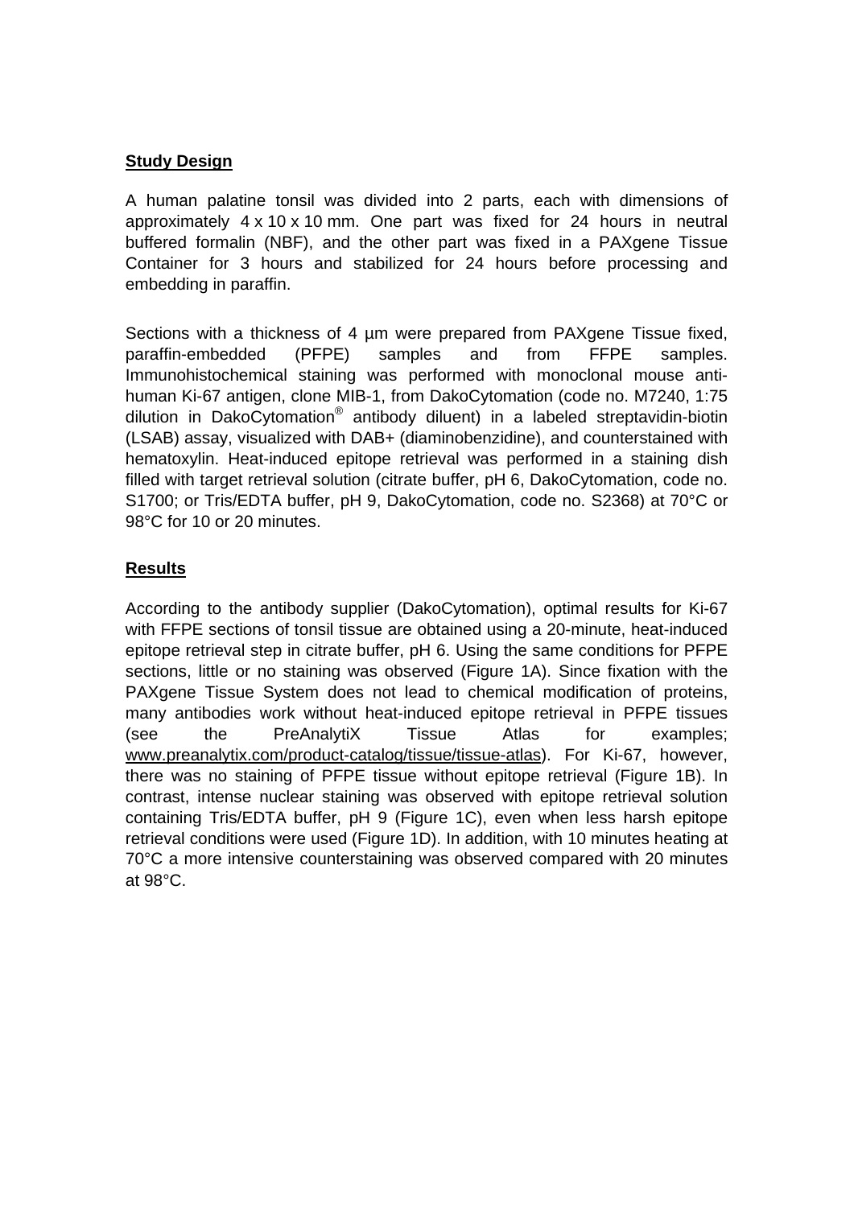## Study Design

A human palatine tonsil was divided into 2 parts, each with dimensions of approximately 4 x 10 x 10 mm. One part was fixed for 24 hours in neutral buffered formalin (NBF), and the other part was fixed in a PAXgene Tissue Container for 3 hours and stabilized for 24 hours before processing and embedding in paraffin.

Sections with a thickness of 4 µm were prepared from PAXgene Tissue fixed, paraffin-embedded (PFPE) samples and from FFPE samples. Immunohistochemical staining was performed with monoclonal mouse anti-human Ki-67 antigen, clone MIB-1, from DakoCytomation (code no. M7240, 1:75 dilution in DakoCytomation® antibody diluent) in a labeled streptavidin-biotin (LSAB) assay, visualized with DAB+ (diaminobenzidine), and counterstained with hematoxylin. Heat-induced epitope retrieval was performed in a staining dish filled with target retrieval solution (citrate buffer, pH 6, DakoCytomation, code no. S1700; or Tris/EDTA buffer, pH 9, DakoCytomation, code no. S2368) at 70°C or 98°C for 10 or 20 minutes.

## Results

According to the antibody supplier (DakoCytomation), optimal results for Ki-67 with FFPE sections of tonsil tissue are obtained using a 20-minute, heat-induced epitope retrieval step in citrate buffer, pH 6. Using the same conditions for PFPE sections, little or no staining was observed (Figure 1A). Since fixation with the PAXgene Tissue System does not lead to chemical modification of proteins, many antibodies work without heat-induced epitope retrieval in PFPE tissues (see the PreAnalytiX Tissue Atlas for examples; www.preanalytix.com/product-catalog/tissue/tissue-atlas). For Ki-67, however, there was no staining of PFPE tissue without epitope retrieval (Figure 1B). In contrast, intense nuclear staining was observed with epitope retrieval solution containing Tris/EDTA buffer, pH 9 (Figure 1C), even when less harsh epitope retrieval conditions were used (Figure 1D). In addition, with 10 minutes heating at 70°C a more intensive counterstaining was observed compared with 20 minutes at 98°C.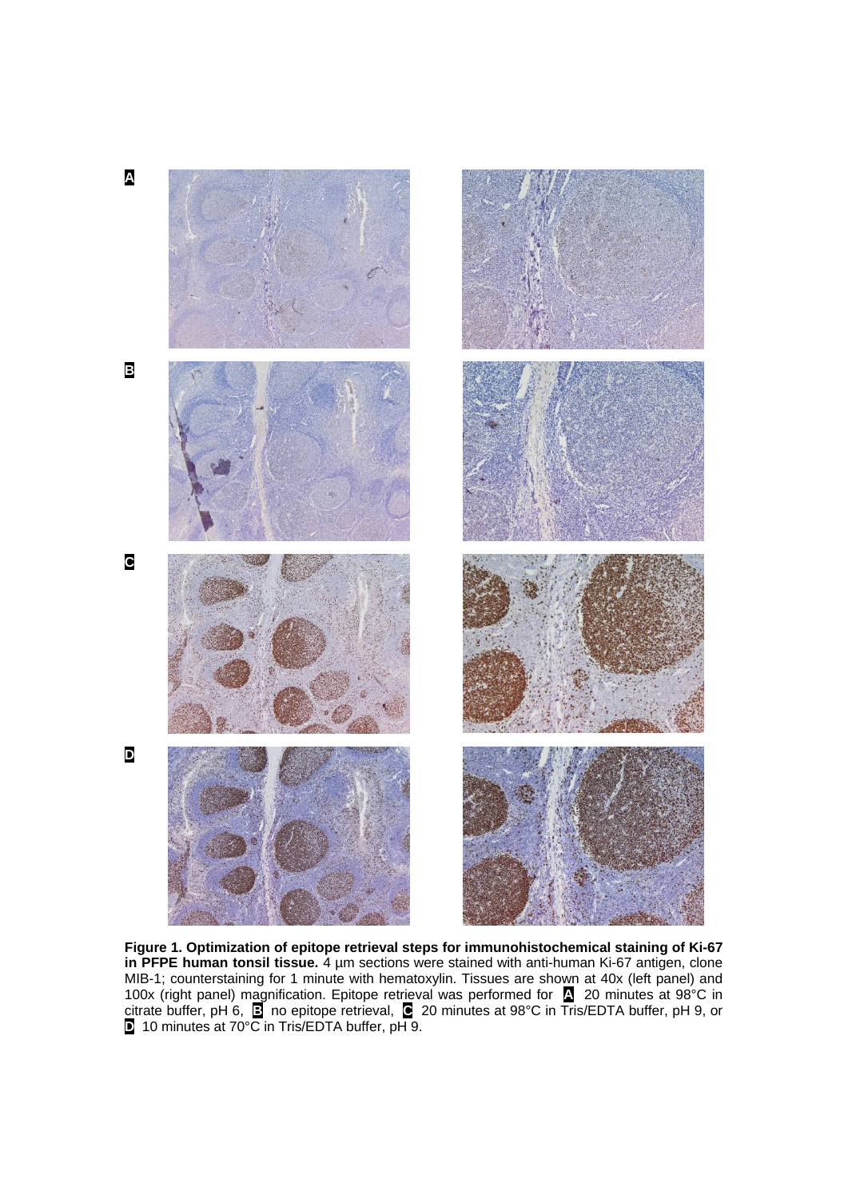**Figure 1. Optimization of epitope retrieval steps for immunohistochemical staining of Ki-67 in PFPE human tonsil tissue.** 4 µm sections were stained with anti-human Ki-67 antigen, clone MIB-1; counterstaining for 1 minute with hematoxylin. Tissues are shown at 40x (left panel) and 100x (right panel) magnification. Epitope retrieval was performed for **A** 20 minutes at 98°C in citrate buffer, pH 6, **B** no epitope retrieval, **C** 20 minutes at 98°C in Tris/EDTA buffer, pH 9, or **D** 10 minutes at 70°C in Tris/EDTA buffer, pH 9.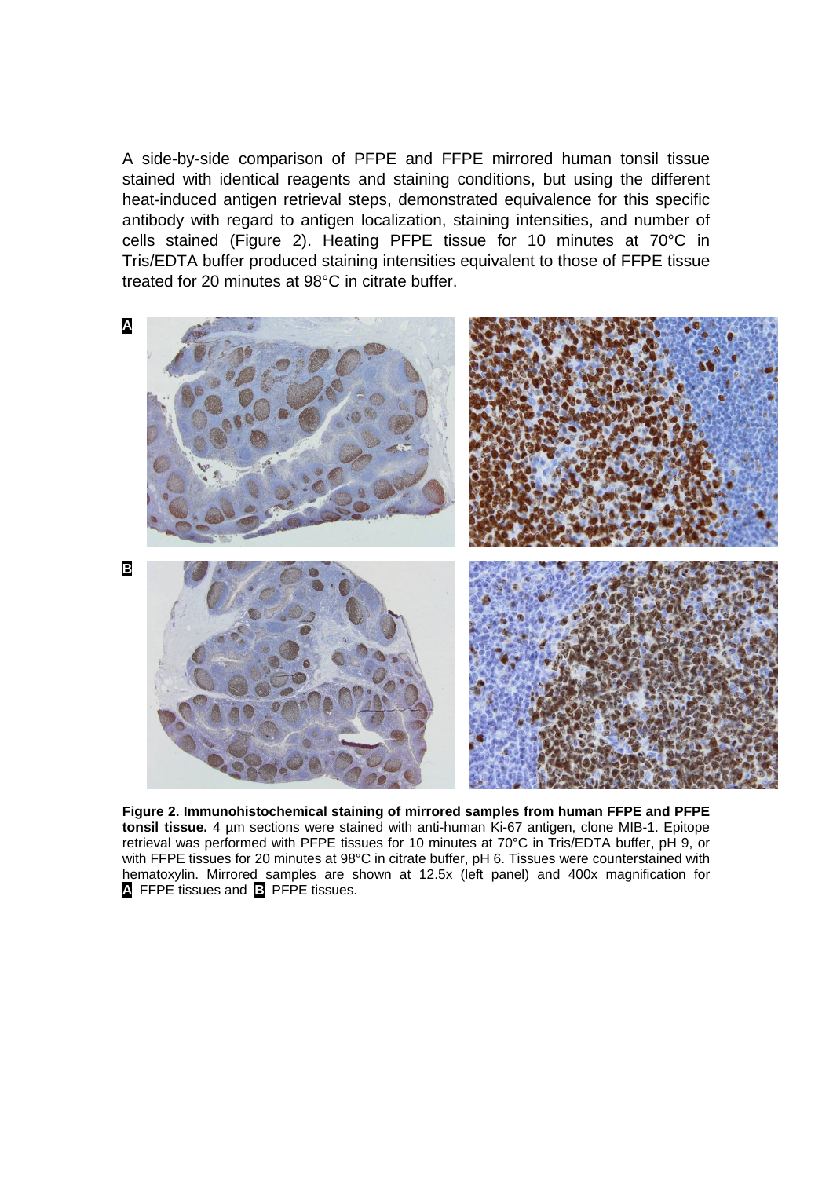A side-by-side comparison of PFPE and FFPE mirrored human tonsil tissue stained with identical reagents and staining conditions, but using the different heat-induced antigen retrieval steps, demonstrated equivalence for this specific antibody with regard to antigen localization, staining intensities, and number of cells stained (Figure 2). Heating PFPE tissue for 10 minutes at 70°C in Tris/EDTA buffer produced staining intensities equivalent to those of FFPE tissue treated for 20 minutes at 98°C in citrate buffer.

**Figure 2. Immunohistochemical staining of mirrored samples from human FFPE and PFPE tonsil tissue.** 4 µm sections were stained with anti-human Ki-67 antigen, clone MIB-1. Epitope retrieval was performed with PFPE tissues for 10 minutes at 70°C in Tris/EDTA buffer, pH 9, or with FFPE tissues for 20 minutes at 98°C in citrate buffer, pH 6. Tissues were counterstained with hematoxylin. Mirrored samples are shown at 12.5x (left panel) and 400x magnification for **A** FFPE tissues and **B** PFPE tissues.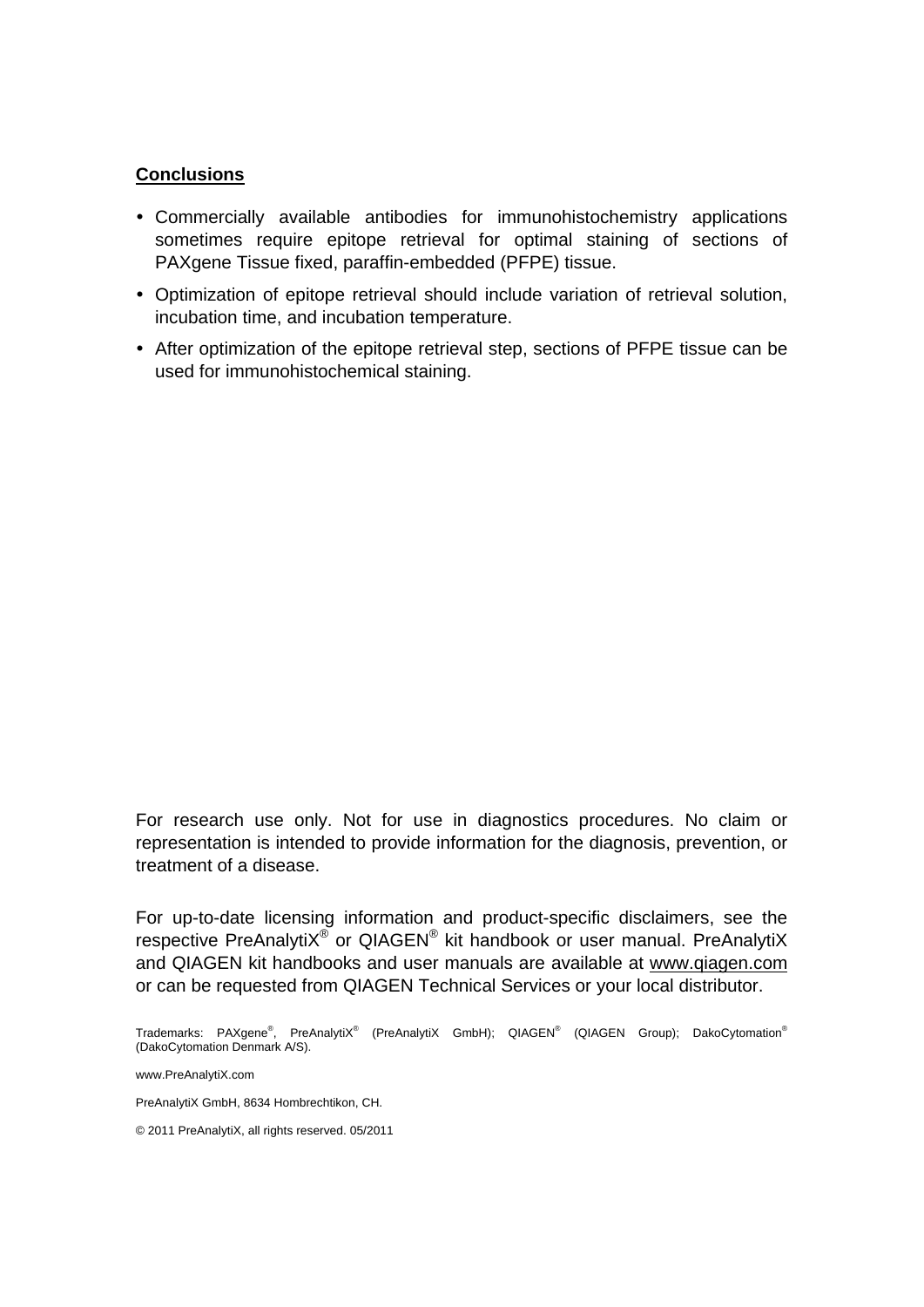## Conclusions

- Commercially available antibodies for immunohistochemistry applications sometimes require epitope retrieval for optimal staining of sections of PAXgene Tissue fixed, paraffin-embedded (PFPE) tissue.
- Optimization of epitope retrieval should include variation of retrieval solution, incubation time, and incubation temperature.
- After optimization of the epitope retrieval step, sections of PFPE tissue can be used for immunohistochemical staining.

For research use only. Not for use in diagnostics procedures. No claim or representation is intended to provide information for the diagnosis, prevention, or treatment of a disease.

For up-to-date licensing information and product-specific disclaimers, see the respective PreAnalytiX® or QIAGEN® kit handbook or user manual. PreAnalytiX and QIAGEN kit handbooks and user manuals are available at www.qiagen.com or can be requested from QIAGEN Technical Services or your local distributor.

Trademarks: PAXgene®, PreAnalytiX® (PreAnalytiX GmbH); QIAGEN® (QIAGEN Group); DakoCytomation® (DakoCytomation Denmark A/S).

www.PreAnalytiX.com

PreAnalytiX GmbH, 8634 Hombrechtikon, CH.

© 2011 PreAnalytiX, all rights reserved. 05/2011